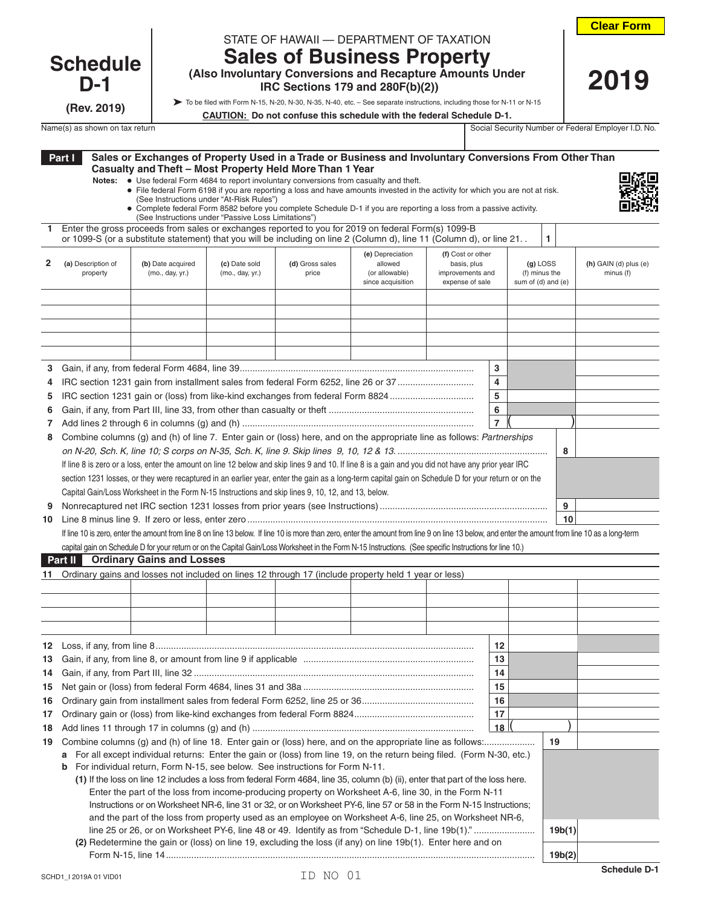# Schedule D-1

(Rev. 2019)

STATE OF HAWAII — DEPARTMENT OF TAXATION

## Sales of Business Property

**(Also Involuntary Conversions and Recapture Amounts Under IRC Sections 179 and 280F(b)(2))**

➤ To be filed with Form N-15, N-20, N-30, N-35, N-40, etc. – See separate instructions, including those for N-11 or N-15

**CAUTION: Do not confuse this schedule with the federal Schedule D-1.**

**2019**

Name(s) as shown on tax return | Social Security Number or Federal Employer I.D. No.

### Part I Sales or Exchanges of Property Used in a Trade or Business and Involuntary Conversions From Other Than Casualty and Theft – Most Property Held More Than 1 Year

**Notes:**
- Use federal Form 4684 to report involuntary conversions from casualty and theft.
- File federal Form 6198 if you are reporting a loss and have amounts invested in the activity for which you are not at risk. (See Instructions under "At-Risk Rules")
- Complete federal Form 8582 before you complete Schedule D-1 if you are reporting a loss from a passive activity. (See Instructions under "Passive Loss Limitations")

**1** Enter the gross proceeds from sales or exchanges reported to you for 2019 on federal Form(s) 1099-B or 1099-S (or a substitute statement) that you will be including on line 2 (Column d), line 11 (Column d), or line 21. . **1**

**2**

| (a) Description of property | (b) Date acquired (mo., day, yr.) | (c) Date sold (mo., day, yr.) | (d) Gross sales price | (e) Depreciation allowed (or allowable) since acquisition | (f) Cost or other basis, plus improvements and expense of sale | (g) LOSS (f) minus the sum of (d) and (e) | (h) GAIN (d) plus (e) minus (f) |
|---|---|---|---|---|---|---|---|
| | | | | | | | |
| | | | | | | | |
| | | | | | | | |
| | | | | | | | |
| | | | | | | | |

**3** Gain, if any, from federal Form 4684, line 39 .......... **3**

**4** IRC section 1231 gain from installment sales from federal Form 6252, line 26 or 37 .......... **4**

**5** IRC section 1231 gain or (loss) from like-kind exchanges from federal Form 8824 .......... **5**

**6** Gain, if any, from Part III, line 33, from other than casualty or theft .......... **6**

**7** Add lines 2 through 6 in columns (g) and (h) .......... **7** ( )

**8** Combine columns (g) and (h) of line 7. Enter gain or (loss) here, and on the appropriate line as follows: *Partnerships on N-20, Sch. K, line 10; S corps on N-35, Sch. K, line 9. Skip lines 9, 10, 12 & 13.* .......... **8**

If line 8 is zero or a loss, enter the amount on line 12 below and skip lines 9 and 10. If line 8 is a gain and you did not have any prior year IRC section 1231 losses, or they were recaptured in an earlier year, enter the gain as a long-term capital gain on Schedule D for your return or on the Capital Gain/Loss Worksheet in the Form N-15 Instructions and skip lines 9, 10, 12, and 13, below.

**9** Nonrecaptured net IRC section 1231 losses from prior years (see Instructions) .......... **9**

**10** Line 8 minus line 9. If zero or less, enter zero .......... **10**

If line 10 is zero, enter the amount from line 8 on line 13 below. If line 10 is more than zero, enter the amount from line 9 on line 13 below, and enter the amount from line 10 as a long-term capital gain on Schedule D for your return or on the Capital Gain/Loss Worksheet in the Form N-15 Instructions. (See specific Instructions for line 10.)

### Part II Ordinary Gains and Losses

**11** Ordinary gains and losses not included on lines 12 through 17 (include property held 1 year or less)

| (a) | (b) | (c) | (d) | (e) | (f) | (g) | (h) |
|---|---|---|---|---|---|---|---|
| | | | | | | | |
| | | | | | | | |
| | | | | | | | |
| | | | | | | | |

**12** Loss, if any, from line 8 .......... **12**

**13** Gain, if any, from line 8, or amount from line 9 if applicable .......... **13**

**14** Gain, if any, from Part III, line 32 .......... **14**

**15** Net gain or (loss) from federal Form 4684, lines 31 and 38a .......... **15**

**16** Ordinary gain from installment sales from federal Form 6252, line 25 or 36 .......... **16**

**17** Ordinary gain or (loss) from like-kind exchanges from federal Form 8824 .......... **17**

**18** Add lines 11 through 17 in columns (g) and (h) .......... **18** ( )

**19** Combine columns (g) and (h) of line 18. Enter gain or (loss) here, and on the appropriate line as follows: .......... **19**

**a** For all except individual returns: Enter the gain or (loss) from line 19, on the return being filed. (Form N-30, etc.)

**b** For individual return, Form N-15, see below. See instructions for Form N-11.

**(1)** If the loss on line 12 includes a loss from federal Form 4684, line 35, column (b) (ii), enter that part of the loss here. Enter the part of the loss from income-producing property on Worksheet A-6, line 30, in the Form N-11 Instructions or on Worksheet NR-6, line 31 or 32, or on Worksheet PY-6, line 57 or 58 in the Form N-15 Instructions; and the part of the loss from property used as an employee on Worksheet A-6, line 25, on Worksheet NR-6, line 25 or 26, or on Worksheet PY-6, line 48 or 49. Identify as from "Schedule D-1, line 19b(1)." .......... **19b(1)**

**(2)** Redetermine the gain or (loss) on line 19, excluding the loss (if any) on line 19b(1). Enter here and on Form N-15, line 14 .......... **19b(2)**

SCHD1_I 2019A 01 VID01 ID NO 01 Schedule D-1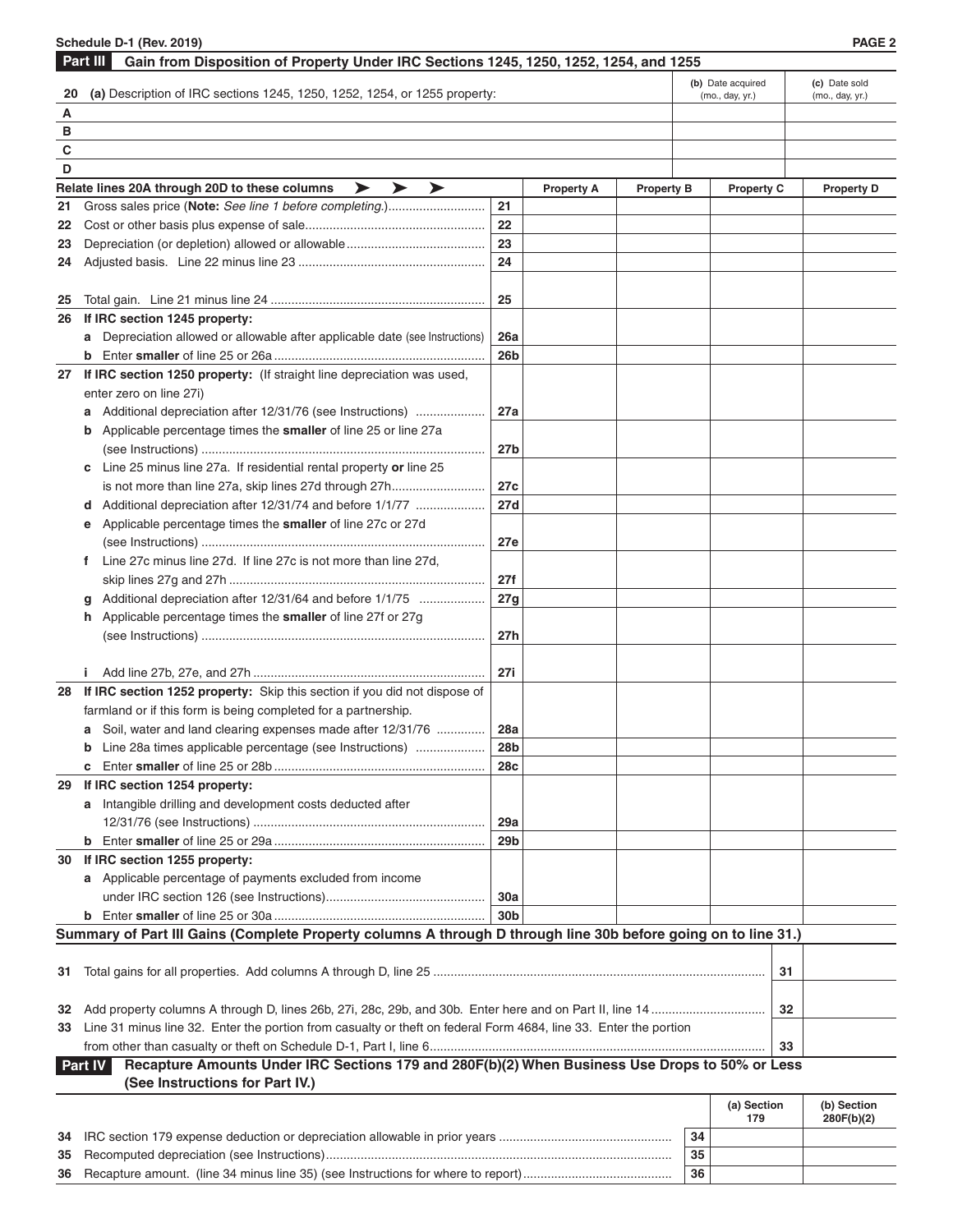Schedule D-1 (Rev. 2019) PAGE 2

## Part III Gain from Disposition of Property Under IRC Sections 1245, 1250, 1252, 1254, and 1255

| 20 | (a) Description of IRC sections 1245, 1250, 1252, 1254, or 1255 property: | (b) Date acquired (mo., day, yr.) | (c) Date sold (mo., day, yr.) |
|---|---|---|---|
| A | | | |
| B | | | |
| C | | | |
| D | | | |

| | Relate lines 20A through 20D to these columns ➤ ➤ ➤ | | Property A | Property B | Property C | Property D |
|---|---|---|---|---|---|---|
| 21 | Gross sales price (**Note:** *See line 1 before completing.*) | 21 | | | | |
| 22 | Cost or other basis plus expense of sale | 22 | | | | |
| 23 | Depreciation (or depletion) allowed or allowable | 23 | | | | |
| 24 | Adjusted basis. Line 22 minus line 23 | 24 | | | | |
| 25 | Total gain. Line 21 minus line 24 | 25 | | | | |
| 26 | **If IRC section 1245 property:** | | | | | |
| | a Depreciation allowed or allowable after applicable date (see Instructions) | 26a | | | | |
| | b Enter **smaller** of line 25 or 26a | 26b | | | | |
| 27 | **If IRC section 1250 property:** (If straight line depreciation was used, enter zero on line 27i) | | | | | |
| | a Additional depreciation after 12/31/76 (see Instructions) | 27a | | | | |
| | b Applicable percentage times the **smaller** of line 25 or line 27a (see Instructions) | 27b | | | | |
| | c Line 25 minus line 27a. If residential rental property **or** line 25 is not more than line 27a, skip lines 27d through 27h | 27c | | | | |
| | d Additional depreciation after 12/31/74 and before 1/1/77 | 27d | | | | |
| | e Applicable percentage times the **smaller** of line 27c or 27d (see Instructions) | 27e | | | | |
| | f Line 27c minus line 27d. If line 27c is not more than line 27d, skip lines 27g and 27h | 27f | | | | |
| | g Additional depreciation after 12/31/64 and before 1/1/75 | 27g | | | | |
| | h Applicable percentage times the **smaller** of line 27f or 27g (see Instructions) | 27h | | | | |
| | i Add line 27b, 27e, and 27h | 27i | | | | |
| 28 | **If IRC section 1252 property:** Skip this section if you did not dispose of farmland or if this form is being completed for a partnership. | | | | | |
| | a Soil, water and land clearing expenses made after 12/31/76 | 28a | | | | |
| | b Line 28a times applicable percentage (see Instructions) | 28b | | | | |
| | c Enter **smaller** of line 25 or 28b | 28c | | | | |
| 29 | **If IRC section 1254 property:** | | | | | |
| | a Intangible drilling and development costs deducted after 12/31/76 (see Instructions) | 29a | | | | |
| | b Enter **smaller** of line 25 or 29a | 29b | | | | |
| 30 | **If IRC section 1255 property:** | | | | | |
| | a Applicable percentage of payments excluded from income under IRC section 126 (see Instructions) | 30a | | | | |
| | b Enter **smaller** of line 25 or 30a | 30b | | | | |

**Summary of Part III Gains (Complete Property columns A through D through line 30b before going on to line 31.)**

| | | | |
|---|---|---|---|
| 31 | Total gains for all properties. Add columns A through D, line 25 | 31 | |
| 32 | Add property columns A through D, lines 26b, 27i, 28c, 29b, and 30b. Enter here and on Part II, line 14 | 32 | |
| 33 | Line 31 minus line 32. Enter the portion from casualty or theft on federal Form 4684, line 33. Enter the portion from other than casualty or theft on Schedule D-1, Part I, line 6 | 33 | |

## Part IV Recapture Amounts Under IRC Sections 179 and 280F(b)(2) When Business Use Drops to 50% or Less (See Instructions for Part IV.)

| | | | (a) Section 179 | (b) Section 280F(b)(2) |
|---|---|---|---|---|
| 34 | IRC section 179 expense deduction or depreciation allowable in prior years | 34 | | |
| 35 | Recomputed depreciation (see Instructions) | 35 | | |
| 36 | Recapture amount. (line 34 minus line 35) (see Instructions for where to report) | 36 | | |